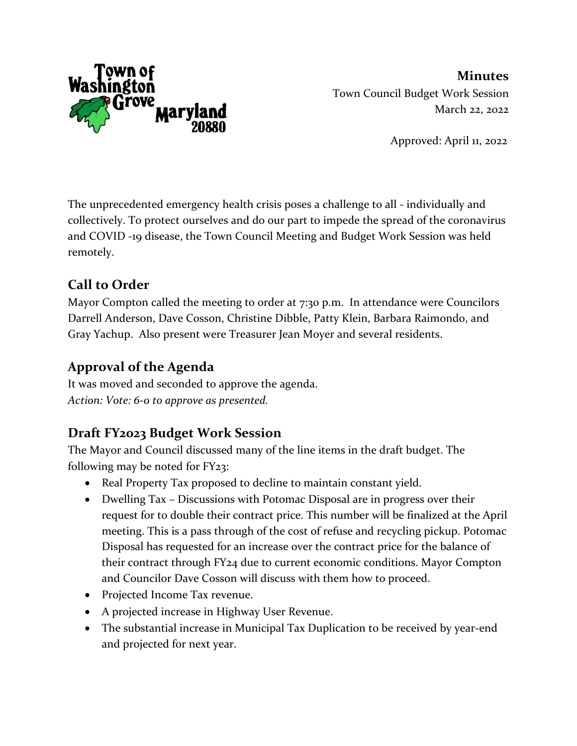Town of Washington Grove Maryland 20880

**Minutes**
Town Council Budget Work Session
March 22, 2022

Approved: April 11, 2022

The unprecedented emergency health crisis poses a challenge to all - individually and collectively. To protect ourselves and do our part to impede the spread of the coronavirus and COVID -19 disease, the Town Council Meeting and Budget Work Session was held remotely.

## Call to Order

Mayor Compton called the meeting to order at 7:30 p.m. In attendance were Councilors Darrell Anderson, Dave Cosson, Christine Dibble, Patty Klein, Barbara Raimondo, and Gray Yachup. Also present were Treasurer Jean Moyer and several residents.

## Approval of the Agenda

It was moved and seconded to approve the agenda.
*Action: Vote: 6-0 to approve as presented.*

## Draft FY2023 Budget Work Session

The Mayor and Council discussed many of the line items in the draft budget. The following may be noted for FY23:

- Real Property Tax proposed to decline to maintain constant yield.
- Dwelling Tax – Discussions with Potomac Disposal are in progress over their request for to double their contract price. This number will be finalized at the April meeting. This is a pass through of the cost of refuse and recycling pickup. Potomac Disposal has requested for an increase over the contract price for the balance of their contract through FY24 due to current economic conditions. Mayor Compton and Councilor Dave Cosson will discuss with them how to proceed.
- Projected Income Tax revenue.
- A projected increase in Highway User Revenue.
- The substantial increase in Municipal Tax Duplication to be received by year-end and projected for next year.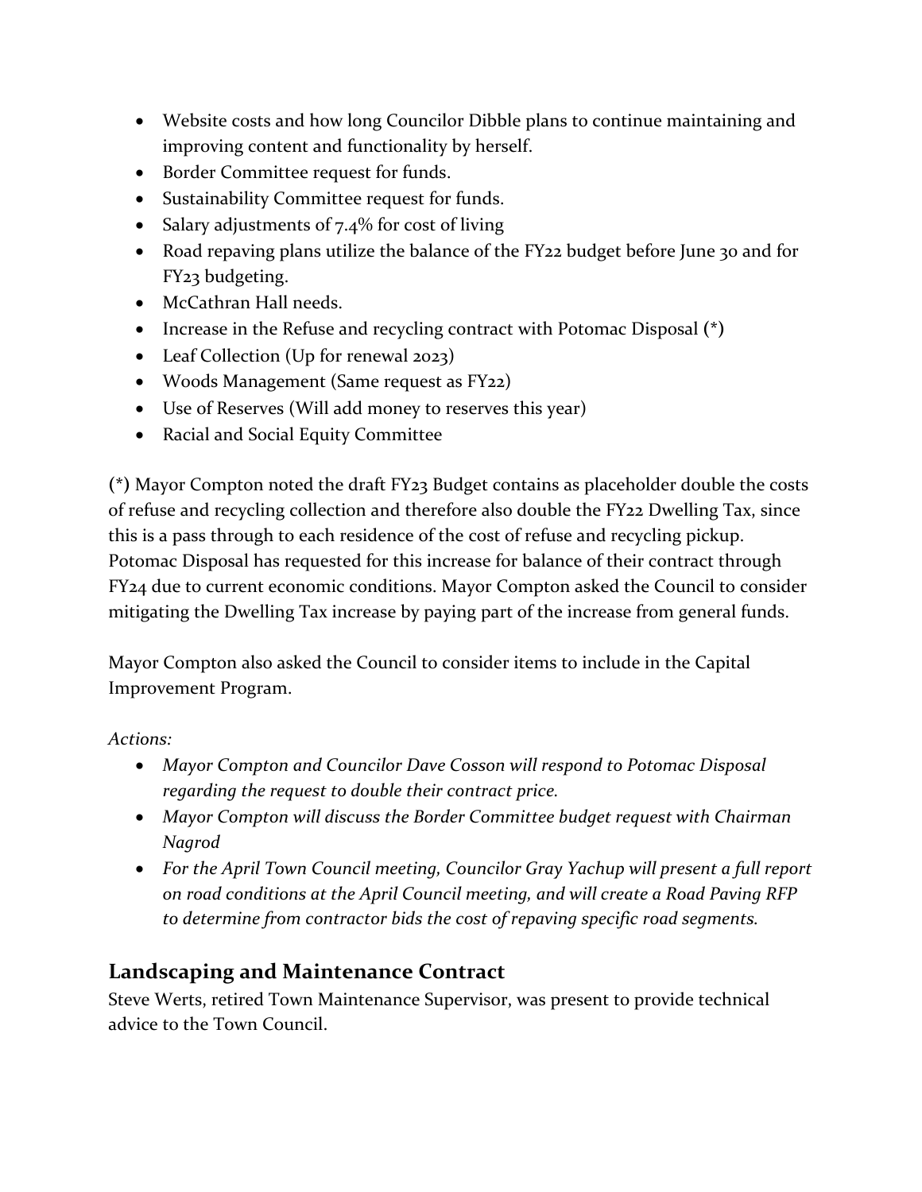- Website costs and how long Councilor Dibble plans to continue maintaining and improving content and functionality by herself.
- Border Committee request for funds.
- Sustainability Committee request for funds.
- Salary adjustments of 7.4% for cost of living
- Road repaving plans utilize the balance of the FY22 budget before June 30 and for FY23 budgeting.
- McCathran Hall needs.
- Increase in the Refuse and recycling contract with Potomac Disposal (*)
- Leaf Collection (Up for renewal 2023)
- Woods Management (Same request as FY22)
- Use of Reserves (Will add money to reserves this year)
- Racial and Social Equity Committee

(*) Mayor Compton noted the draft FY23 Budget contains as placeholder double the costs of refuse and recycling collection and therefore also double the FY22 Dwelling Tax, since this is a pass through to each residence of the cost of refuse and recycling pickup. Potomac Disposal has requested for this increase for balance of their contract through FY24 due to current economic conditions. Mayor Compton asked the Council to consider mitigating the Dwelling Tax increase by paying part of the increase from general funds.

Mayor Compton also asked the Council to consider items to include in the Capital Improvement Program.

*Actions:*

- *Mayor Compton and Councilor Dave Cosson will respond to Potomac Disposal regarding the request to double their contract price.*
- *Mayor Compton will discuss the Border Committee budget request with Chairman Nagrod*
- *For the April Town Council meeting, Councilor Gray Yachup will present a full report on road conditions at the April Council meeting, and will create a Road Paving RFP to determine from contractor bids the cost of repaving specific road segments.*

## Landscaping and Maintenance Contract

Steve Werts, retired Town Maintenance Supervisor, was present to provide technical advice to the Town Council.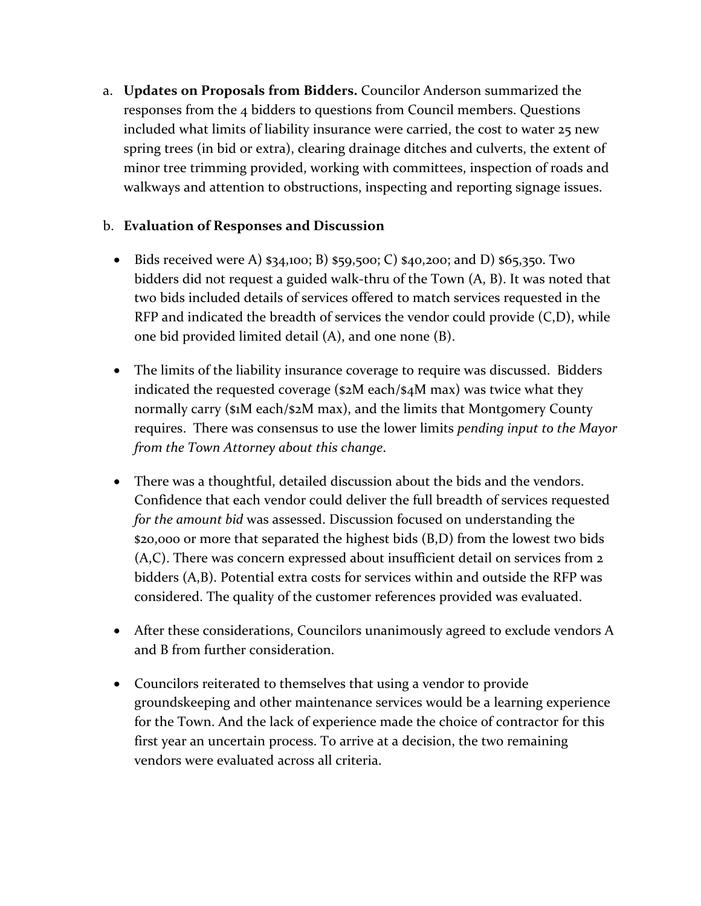a. **Updates on Proposals from Bidders.** Councilor Anderson summarized the responses from the 4 bidders to questions from Council members. Questions included what limits of liability insurance were carried, the cost to water 25 new spring trees (in bid or extra), clearing drainage ditches and culverts, the extent of minor tree trimming provided, working with committees, inspection of roads and walkways and attention to obstructions, inspecting and reporting signage issues.

b. **Evaluation of Responses and Discussion**

- Bids received were A) $34,100; B) $59,500; C) $40,200; and D) $65,350. Two bidders did not request a guided walk-thru of the Town (A, B). It was noted that two bids included details of services offered to match services requested in the RFP and indicated the breadth of services the vendor could provide (C,D), while one bid provided limited detail (A), and one none (B).

- The limits of the liability insurance coverage to require was discussed. Bidders indicated the requested coverage ($2M each/$4M max) was twice what they normally carry ($1M each/$2M max), and the limits that Montgomery County requires. There was consensus to use the lower limits *pending input to the Mayor from the Town Attorney about this change*.

- There was a thoughtful, detailed discussion about the bids and the vendors. Confidence that each vendor could deliver the full breadth of services requested *for the amount bid* was assessed. Discussion focused on understanding the $20,000 or more that separated the highest bids (B,D) from the lowest two bids (A,C). There was concern expressed about insufficient detail on services from 2 bidders (A,B). Potential extra costs for services within and outside the RFP was considered. The quality of the customer references provided was evaluated.

- After these considerations, Councilors unanimously agreed to exclude vendors A and B from further consideration.

- Councilors reiterated to themselves that using a vendor to provide groundskeeping and other maintenance services would be a learning experience for the Town. And the lack of experience made the choice of contractor for this first year an uncertain process. To arrive at a decision, the two remaining vendors were evaluated across all criteria.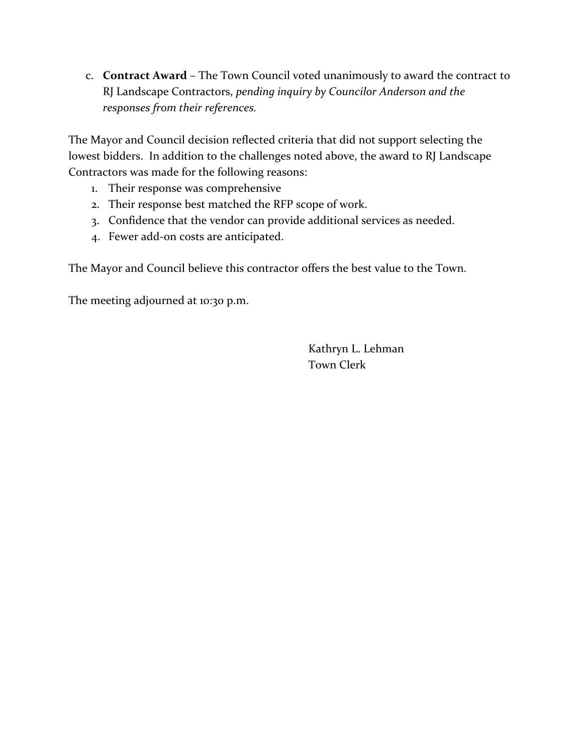c. **Contract Award** – The Town Council voted unanimously to award the contract to RJ Landscape Contractors, *pending inquiry by Councilor Anderson and the responses from their references.*

The Mayor and Council decision reflected criteria that did not support selecting the lowest bidders. In addition to the challenges noted above, the award to RJ Landscape Contractors was made for the following reasons:

1. Their response was comprehensive
2. Their response best matched the RFP scope of work.
3. Confidence that the vendor can provide additional services as needed.
4. Fewer add-on costs are anticipated.

The Mayor and Council believe this contractor offers the best value to the Town.

The meeting adjourned at 10:30 p.m.

Kathryn L. Lehman
Town Clerk